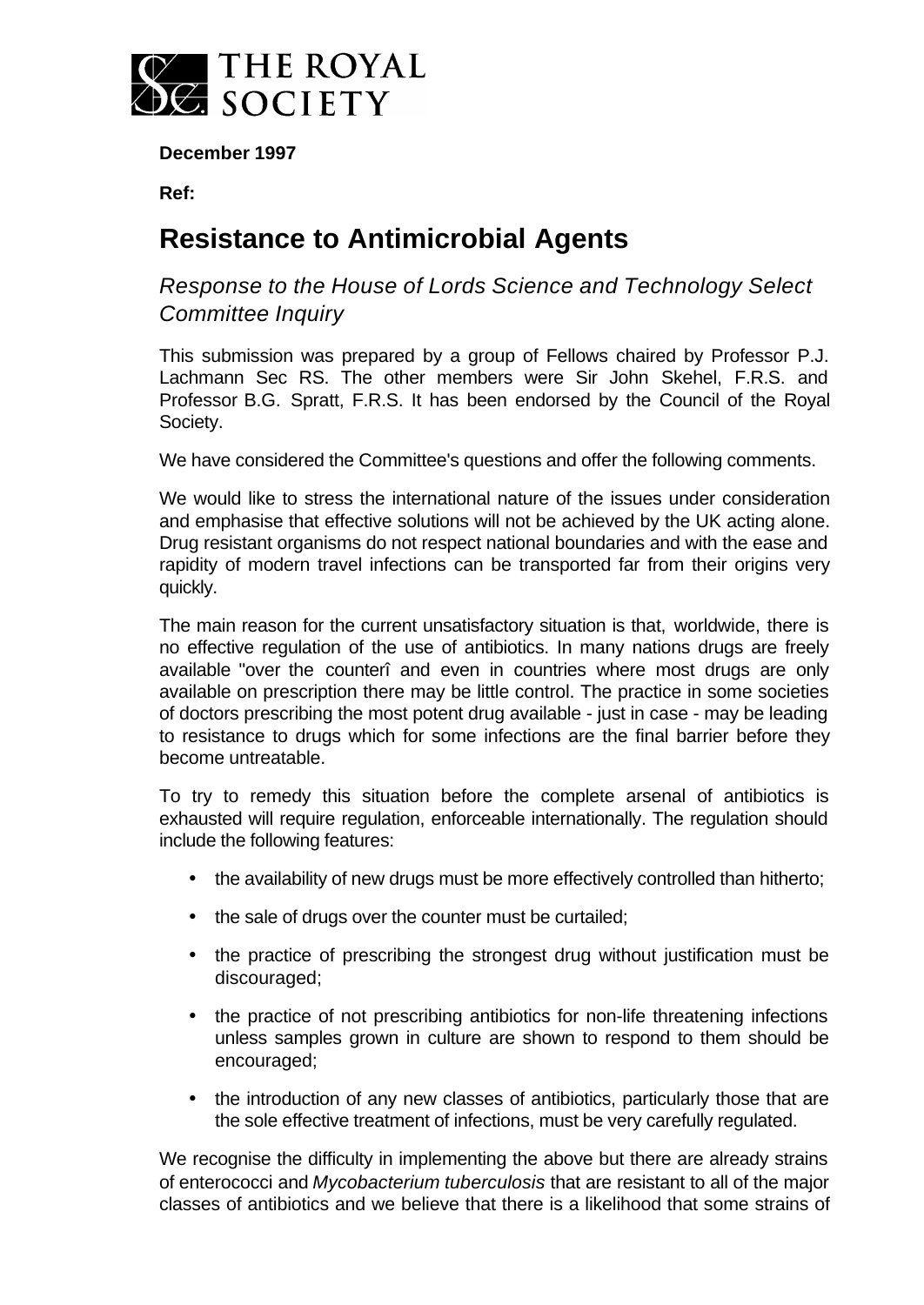THE ROYAL SOCIETY

**December 1997**

**Ref:**

# Resistance to Antimicrobial Agents

*Response to the House of Lords Science and Technology Select Committee Inquiry*

This submission was prepared by a group of Fellows chaired by Professor P.J. Lachmann Sec RS. The other members were Sir John Skehel, F.R.S. and Professor B.G. Spratt, F.R.S. It has been endorsed by the Council of the Royal Society.

We have considered the Committee's questions and offer the following comments.

We would like to stress the international nature of the issues under consideration and emphasise that effective solutions will not be achieved by the UK acting alone. Drug resistant organisms do not respect national boundaries and with the ease and rapidity of modern travel infections can be transported far from their origins very quickly.

The main reason for the current unsatisfactory situation is that, worldwide, there is no effective regulation of the use of antibiotics. In many nations drugs are freely available "over the counterî and even in countries where most drugs are only available on prescription there may be little control. The practice in some societies of doctors prescribing the most potent drug available - just in case - may be leading to resistance to drugs which for some infections are the final barrier before they become untreatable.

To try to remedy this situation before the complete arsenal of antibiotics is exhausted will require regulation, enforceable internationally. The regulation should include the following features:

- the availability of new drugs must be more effectively controlled than hitherto;
- the sale of drugs over the counter must be curtailed;
- the practice of prescribing the strongest drug without justification must be discouraged;
- the practice of not prescribing antibiotics for non-life threatening infections unless samples grown in culture are shown to respond to them should be encouraged;
- the introduction of any new classes of antibiotics, particularly those that are the sole effective treatment of infections, must be very carefully regulated.

We recognise the difficulty in implementing the above but there are already strains of enterococci and *Mycobacterium tuberculosis* that are resistant to all of the major classes of antibiotics and we believe that there is a likelihood that some strains of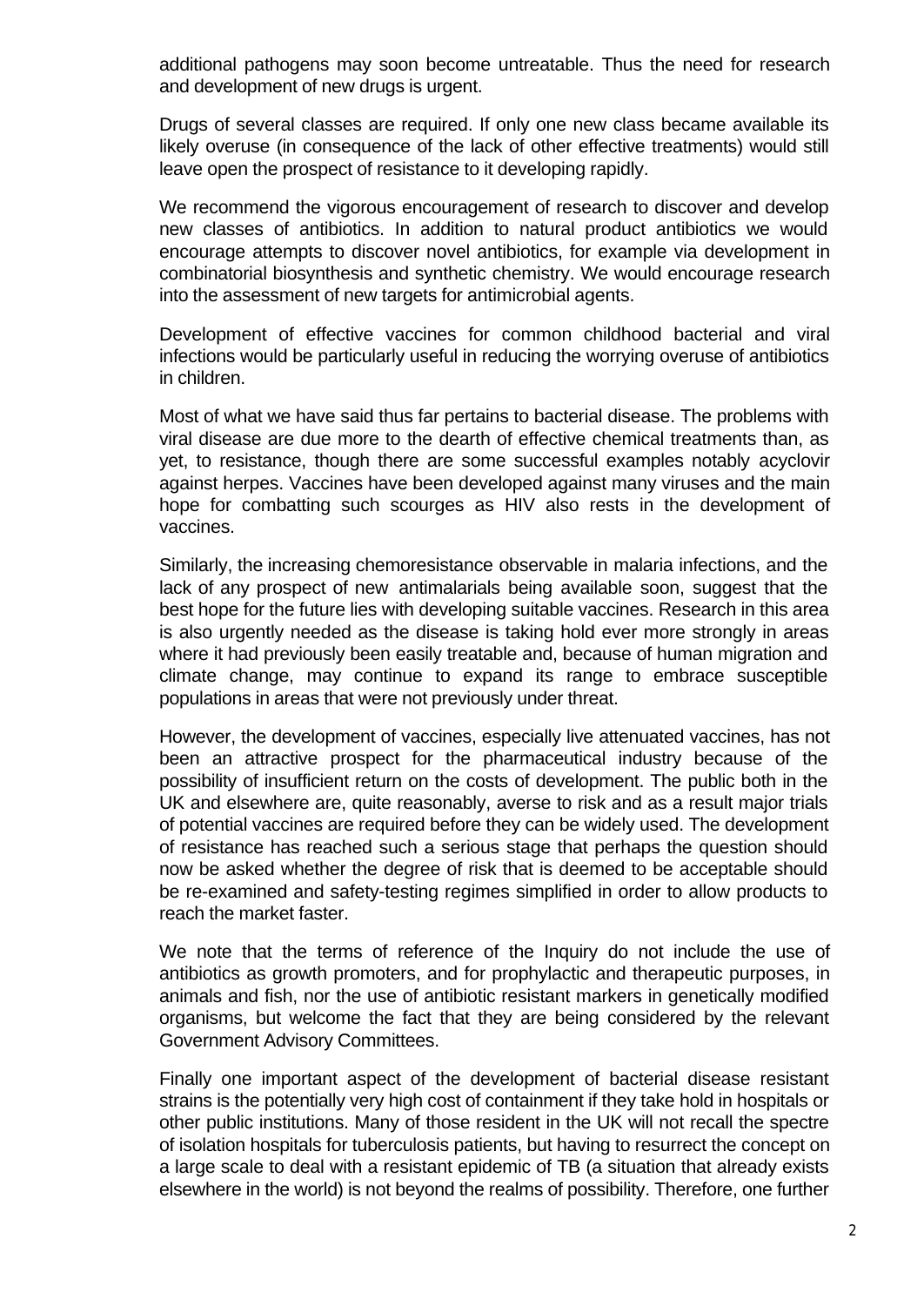additional pathogens may soon become untreatable. Thus the need for research and development of new drugs is urgent.

Drugs of several classes are required. If only one new class became available its likely overuse (in consequence of the lack of other effective treatments) would still leave open the prospect of resistance to it developing rapidly.

We recommend the vigorous encouragement of research to discover and develop new classes of antibiotics. In addition to natural product antibiotics we would encourage attempts to discover novel antibiotics, for example via development in combinatorial biosynthesis and synthetic chemistry. We would encourage research into the assessment of new targets for antimicrobial agents.

Development of effective vaccines for common childhood bacterial and viral infections would be particularly useful in reducing the worrying overuse of antibiotics in children.

Most of what we have said thus far pertains to bacterial disease. The problems with viral disease are due more to the dearth of effective chemical treatments than, as yet, to resistance, though there are some successful examples notably acyclovir against herpes. Vaccines have been developed against many viruses and the main hope for combatting such scourges as HIV also rests in the development of vaccines.

Similarly, the increasing chemoresistance observable in malaria infections, and the lack of any prospect of new antimalarials being available soon, suggest that the best hope for the future lies with developing suitable vaccines. Research in this area is also urgently needed as the disease is taking hold ever more strongly in areas where it had previously been easily treatable and, because of human migration and climate change, may continue to expand its range to embrace susceptible populations in areas that were not previously under threat.

However, the development of vaccines, especially live attenuated vaccines, has not been an attractive prospect for the pharmaceutical industry because of the possibility of insufficient return on the costs of development. The public both in the UK and elsewhere are, quite reasonably, averse to risk and as a result major trials of potential vaccines are required before they can be widely used. The development of resistance has reached such a serious stage that perhaps the question should now be asked whether the degree of risk that is deemed to be acceptable should be re-examined and safety-testing regimes simplified in order to allow products to reach the market faster.

We note that the terms of reference of the Inquiry do not include the use of antibiotics as growth promoters, and for prophylactic and therapeutic purposes, in animals and fish, nor the use of antibiotic resistant markers in genetically modified organisms, but welcome the fact that they are being considered by the relevant Government Advisory Committees.

Finally one important aspect of the development of bacterial disease resistant strains is the potentially very high cost of containment if they take hold in hospitals or other public institutions. Many of those resident in the UK will not recall the spectre of isolation hospitals for tuberculosis patients, but having to resurrect the concept on a large scale to deal with a resistant epidemic of TB (a situation that already exists elsewhere in the world) is not beyond the realms of possibility. Therefore, one further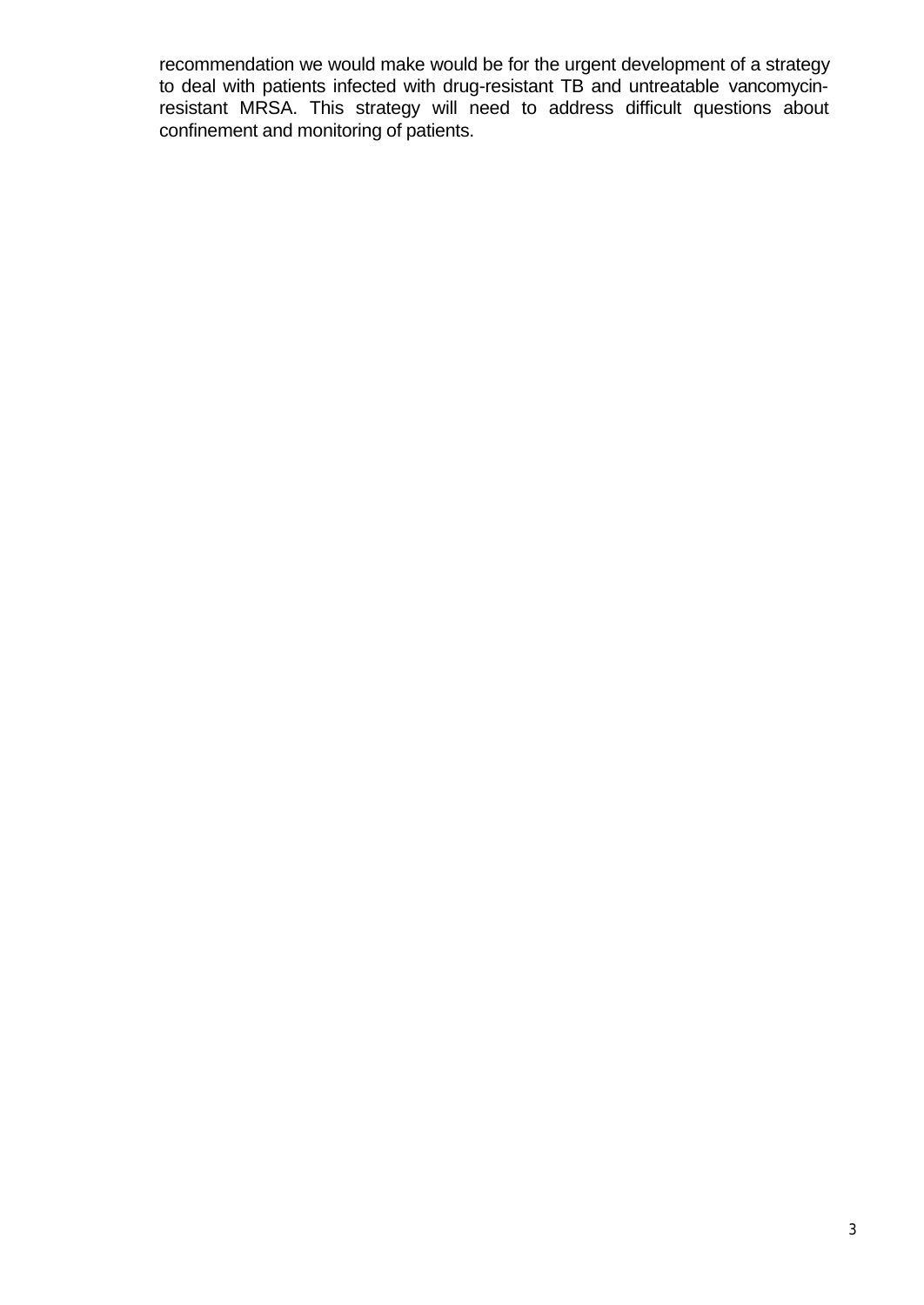recommendation we would make would be for the urgent development of a strategy to deal with patients infected with drug-resistant TB and untreatable vancomycin-resistant MRSA. This strategy will need to address difficult questions about confinement and monitoring of patients.